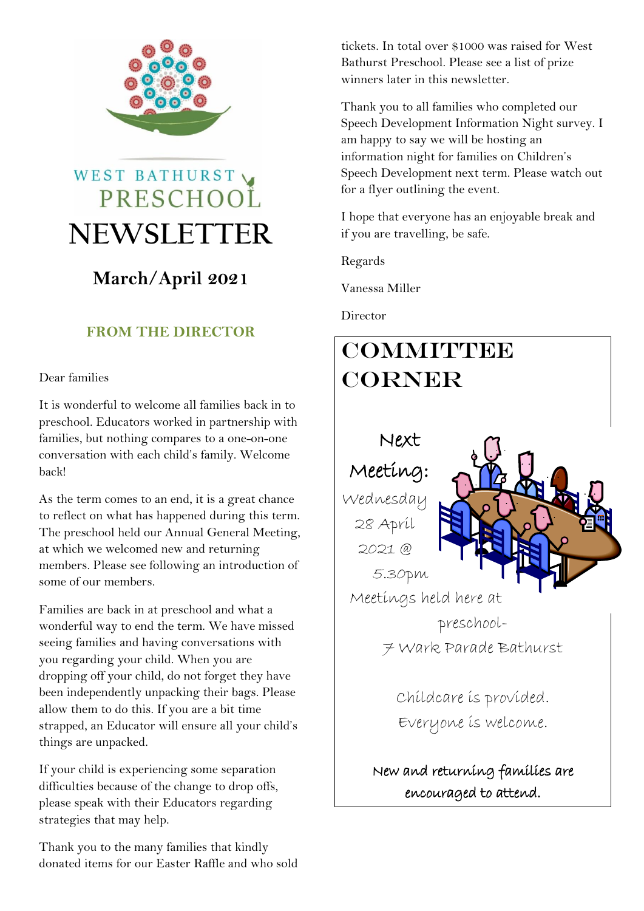WEST BATHURST PRESCHOOL

# NEWSLETTER

## March/April 2021

### FROM THE DIRECTOR

Dear families

It is wonderful to welcome all families back in to preschool. Educators worked in partnership with families, but nothing compares to a one-on-one conversation with each child's family. Welcome back!

As the term comes to an end, it is a great chance to reflect on what has happened during this term. The preschool held our Annual General Meeting, at which we welcomed new and returning members. Please see following an introduction of some of our members.

Families are back in at preschool and what a wonderful way to end the term. We have missed seeing families and having conversations with you regarding your child. When you are dropping off your child, do not forget they have been independently unpacking their bags. Please allow them to do this. If you are a bit time strapped, an Educator will ensure all your child's things are unpacked.

If your child is experiencing some separation difficulties because of the change to drop offs, please speak with their Educators regarding strategies that may help.

Thank you to the many families that kindly donated items for our Easter Raffle and who sold tickets. In total over $1000 was raised for West Bathurst Preschool. Please see a list of prize winners later in this newsletter.

Thank you to all families who completed our Speech Development Information Night survey. I am happy to say we will be hosting an information night for families on Children's Speech Development next term. Please watch out for a flyer outlining the event.

I hope that everyone has an enjoyable break and if you are travelling, be safe.

Regards

Vanessa Miller

Director

## COMMITTEE CORNER

Next Meeting:

Wednesday 28 April 2021 @ 5.30pm

Meetings held here at preschool-
7 Wark Parade Bathurst

Childcare is provided.
Everyone is welcome.

**New and returning families are encouraged to attend.**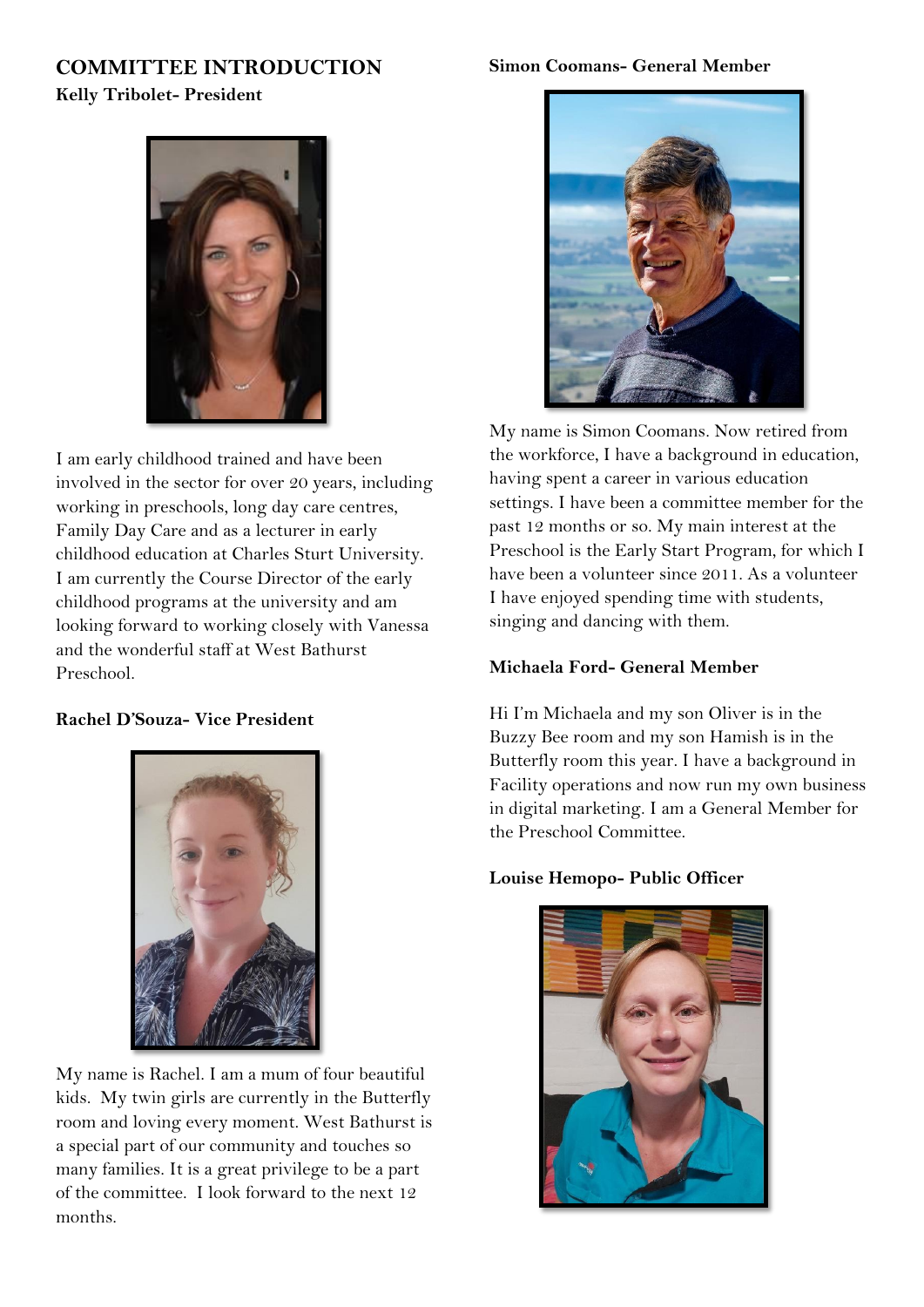## COMMITTEE INTRODUCTION

### Kelly Tribolet- President

I am early childhood trained and have been involved in the sector for over 20 years, including working in preschools, long day care centres, Family Day Care and as a lecturer in early childhood education at Charles Sturt University. I am currently the Course Director of the early childhood programs at the university and am looking forward to working closely with Vanessa and the wonderful staff at West Bathurst Preschool.

### Rachel D'Souza- Vice President

My name is Rachel. I am a mum of four beautiful kids. My twin girls are currently in the Butterfly room and loving every moment. West Bathurst is a special part of our community and touches so many families. It is a great privilege to be a part of the committee. I look forward to the next 12 months.

### Simon Coomans- General Member

My name is Simon Coomans. Now retired from the workforce, I have a background in education, having spent a career in various education settings. I have been a committee member for the past 12 months or so. My main interest at the Preschool is the Early Start Program, for which I have been a volunteer since 2011. As a volunteer I have enjoyed spending time with students, singing and dancing with them.

### Michaela Ford- General Member

Hi I'm Michaela and my son Oliver is in the Buzzy Bee room and my son Hamish is in the Butterfly room this year. I have a background in Facility operations and now run my own business in digital marketing. I am a General Member for the Preschool Committee.

### Louise Hemopo- Public Officer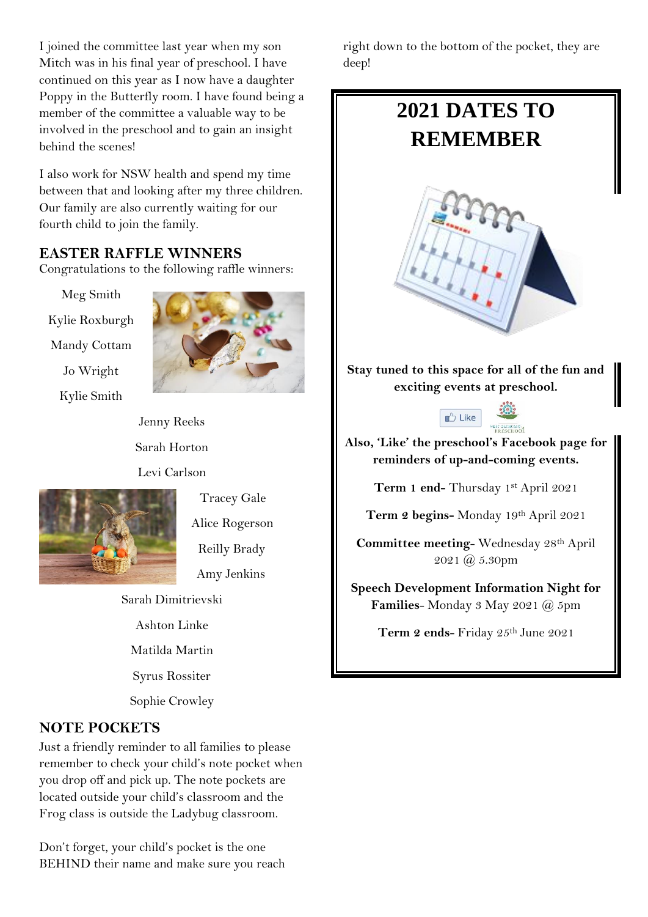I joined the committee last year when my son Mitch was in his final year of preschool. I have continued on this year as I now have a daughter Poppy in the Butterfly room. I have found being a member of the committee a valuable way to be involved in the preschool and to gain an insight behind the scenes!

I also work for NSW health and spend my time between that and looking after my three children. Our family are also currently waiting for our fourth child to join the family.

## EASTER RAFFLE WINNERS

Congratulations to the following raffle winners:

Meg Smith

Kylie Roxburgh

Mandy Cottam

Jo Wright

Kylie Smith

Jenny Reeks

Sarah Horton

Levi Carlson

Tracey Gale

Alice Rogerson

Reilly Brady

Amy Jenkins

Sarah Dimitrievski

Ashton Linke

Matilda Martin

Syrus Rossiter

Sophie Crowley

## NOTE POCKETS

Just a friendly reminder to all families to please remember to check your child's note pocket when you drop off and pick up. The note pockets are located outside your child's classroom and the Frog class is outside the Ladybug classroom.

Don't forget, your child's pocket is the one BEHIND their name and make sure you reach right down to the bottom of the pocket, they are deep!

## 2021 DATES TO REMEMBER

**Stay tuned to this space for all of the fun and exciting events at preschool.**

**Also, 'Like' the preschool's Facebook page for reminders of up-and-coming events.**

**Term 1 end-** Thursday 1st April 2021

**Term 2 begins-** Monday 19th April 2021

**Committee meeting**- Wednesday 28th April 2021 @ 5.30pm

**Speech Development Information Night for Families**- Monday 3 May 2021 @ 5pm

**Term 2 ends**- Friday 25th June 2021